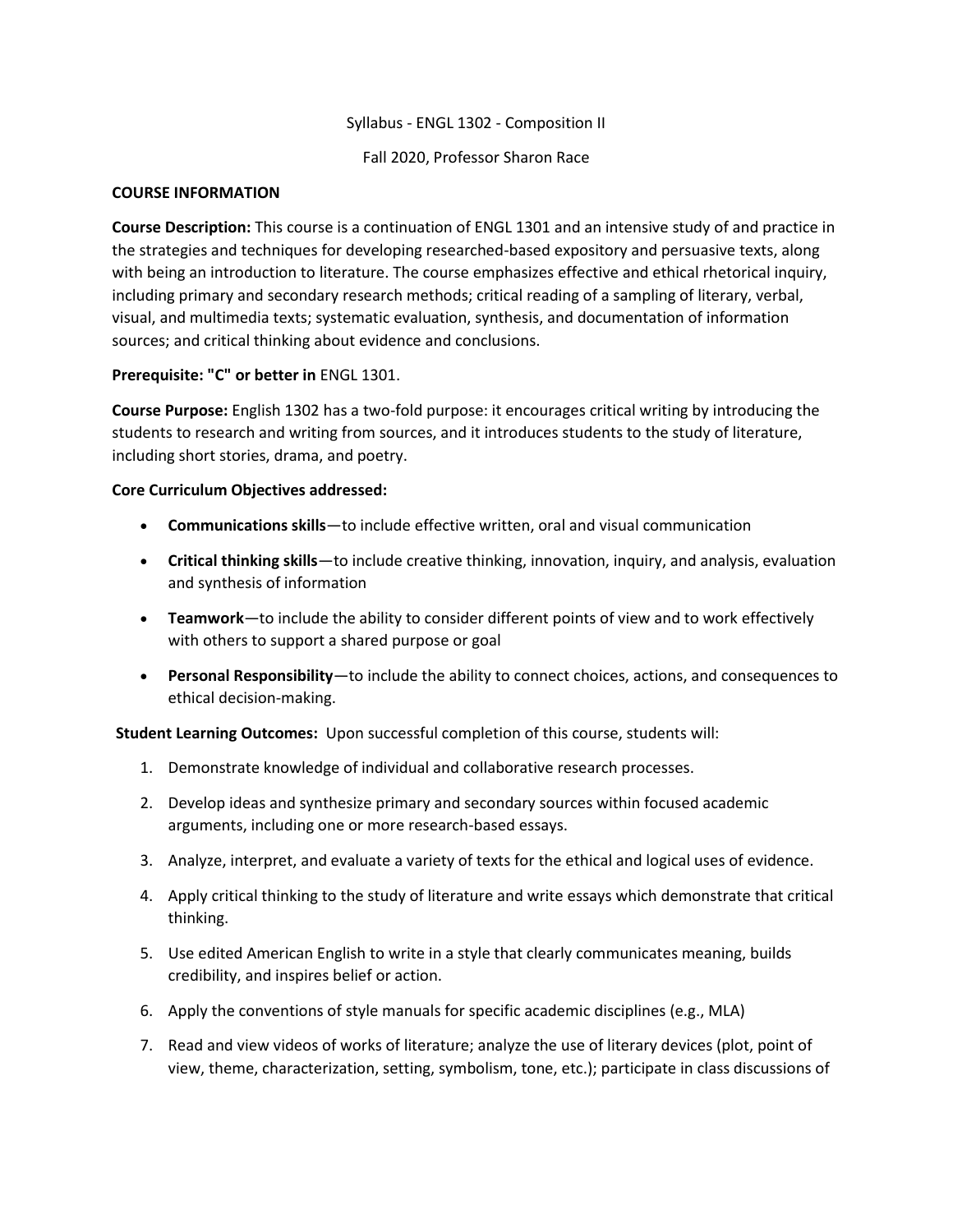Syllabus - ENGL 1302 - Composition II

Fall 2020, Professor Sharon Race

## COURSE INFORMATION

**Course Description:** This course is a continuation of ENGL 1301 and an intensive study of and practice in the strategies and techniques for developing researched-based expository and persuasive texts, along with being an introduction to literature. The course emphasizes effective and ethical rhetorical inquiry, including primary and secondary research methods; critical reading of a sampling of literary, verbal, visual, and multimedia texts; systematic evaluation, synthesis, and documentation of information sources; and critical thinking about evidence and conclusions.

**Prerequisite: "C" or better in** ENGL 1301.

**Course Purpose:** English 1302 has a two-fold purpose: it encourages critical writing by introducing the students to research and writing from sources, and it introduces students to the study of literature, including short stories, drama, and poetry.

**Core Curriculum Objectives addressed:**

- **Communications skills**—to include effective written, oral and visual communication
- **Critical thinking skills**—to include creative thinking, innovation, inquiry, and analysis, evaluation and synthesis of information
- **Teamwork**—to include the ability to consider different points of view and to work effectively with others to support a shared purpose or goal
- **Personal Responsibility**—to include the ability to connect choices, actions, and consequences to ethical decision-making.

**Student Learning Outcomes:** Upon successful completion of this course, students will:

1. Demonstrate knowledge of individual and collaborative research processes.
2. Develop ideas and synthesize primary and secondary sources within focused academic arguments, including one or more research-based essays.
3. Analyze, interpret, and evaluate a variety of texts for the ethical and logical uses of evidence.
4. Apply critical thinking to the study of literature and write essays which demonstrate that critical thinking.
5. Use edited American English to write in a style that clearly communicates meaning, builds credibility, and inspires belief or action.
6. Apply the conventions of style manuals for specific academic disciplines (e.g., MLA)
7. Read and view videos of works of literature; analyze the use of literary devices (plot, point of view, theme, characterization, setting, symbolism, tone, etc.); participate in class discussions of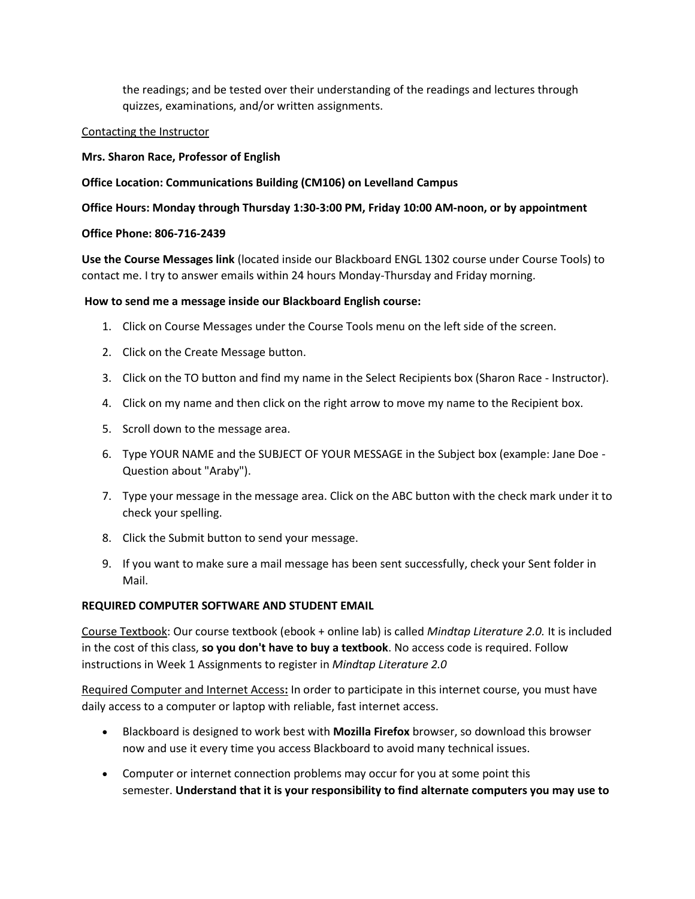the readings; and be tested over their understanding of the readings and lectures through quizzes, examinations, and/or written assignments.

<u>Contacting the Instructor</u>

**Mrs. Sharon Race, Professor of English**

**Office Location: Communications Building (CM106) on Levelland Campus**

**Office Hours: Monday through Thursday 1:30-3:00 PM, Friday 10:00 AM-noon, or by appointment**

**Office Phone: 806-716-2439**

**Use the Course Messages link** (located inside our Blackboard ENGL 1302 course under Course Tools) to contact me. I try to answer emails within 24 hours Monday-Thursday and Friday morning.

**How to send me a message inside our Blackboard English course:**

1. Click on Course Messages under the Course Tools menu on the left side of the screen.
2. Click on the Create Message button.
3. Click on the TO button and find my name in the Select Recipients box (Sharon Race - Instructor).
4. Click on my name and then click on the right arrow to move my name to the Recipient box.
5. Scroll down to the message area.
6. Type YOUR NAME and the SUBJECT OF YOUR MESSAGE in the Subject box (example: Jane Doe - Question about "Araby").
7. Type your message in the message area. Click on the ABC button with the check mark under it to check your spelling.
8. Click the Submit button to send your message.
9. If you want to make sure a mail message has been sent successfully, check your Sent folder in Mail.

**REQUIRED COMPUTER SOFTWARE AND STUDENT EMAIL**

<u>Course Textbook</u>: Our course textbook (ebook + online lab) is called *Mindtap Literature 2.0.* It is included in the cost of this class, **so you don't have to buy a textbook**. No access code is required. Follow instructions in Week 1 Assignments to register in *Mindtap Literature 2.0*

<u>Required Computer and Internet Access</u>**:** In order to participate in this internet course, you must have daily access to a computer or laptop with reliable, fast internet access.

- Blackboard is designed to work best with **Mozilla Firefox** browser, so download this browser now and use it every time you access Blackboard to avoid many technical issues.
- Computer or internet connection problems may occur for you at some point this semester. **Understand that it is your responsibility to find alternate computers you may use to**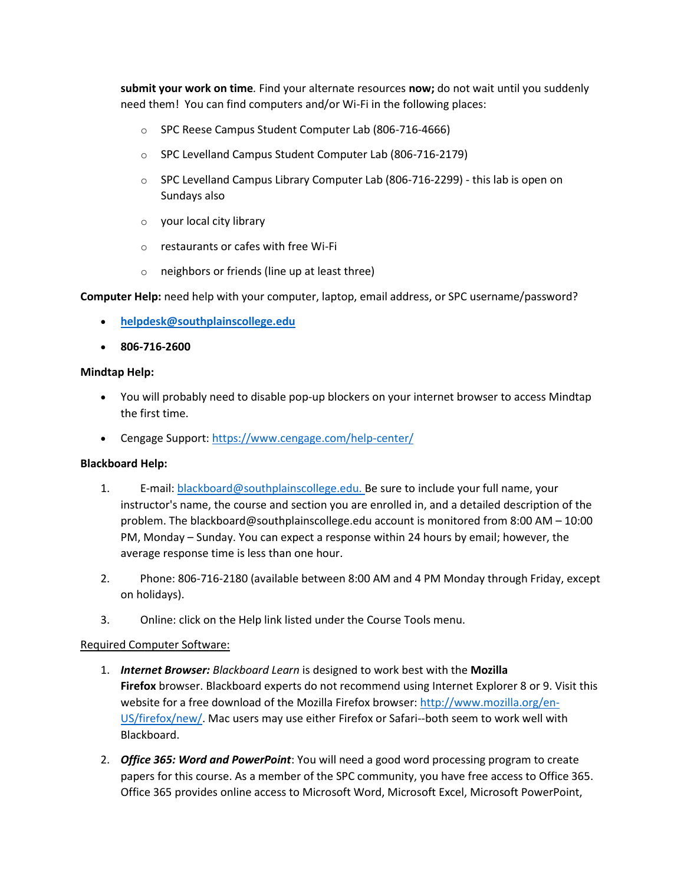**submit your work on time**. Find your alternate resources **now;** do not wait until you suddenly need them! You can find computers and/or Wi-Fi in the following places:

  - SPC Reese Campus Student Computer Lab (806-716-4666)
  - SPC Levelland Campus Student Computer Lab (806-716-2179)
  - SPC Levelland Campus Library Computer Lab (806-716-2299) - this lab is open on Sundays also
  - your local city library
  - restaurants or cafes with free Wi-Fi
  - neighbors or friends (line up at least three)

**Computer Help:** need help with your computer, laptop, email address, or SPC username/password?

- **helpdesk@southplainscollege.edu**
- **806-716-2600**

**Mindtap Help:**

- You will probably need to disable pop-up blockers on your internet browser to access Mindtap the first time.
- Cengage Support: https://www.cengage.com/help-center/

**Blackboard Help:**

1. E-mail: blackboard@southplainscollege.edu. Be sure to include your full name, your instructor's name, the course and section you are enrolled in, and a detailed description of the problem. The blackboard@southplainscollege.edu account is monitored from 8:00 AM – 10:00 PM, Monday – Sunday. You can expect a response within 24 hours by email; however, the average response time is less than one hour.
2. Phone: 806-716-2180 (available between 8:00 AM and 4 PM Monday through Friday, except on holidays).
3. Online: click on the Help link listed under the Course Tools menu.

Required Computer Software:

1. ***Internet Browser:*** *Blackboard Learn* is designed to work best with the **Mozilla Firefox** browser. Blackboard experts do not recommend using Internet Explorer 8 or 9. Visit this website for a free download of the Mozilla Firefox browser: http://www.mozilla.org/en-US/firefox/new/. Mac users may use either Firefox or Safari--both seem to work well with Blackboard.
2. ***Office 365: Word and PowerPoint***: You will need a good word processing program to create papers for this course. As a member of the SPC community, you have free access to Office 365. Office 365 provides online access to Microsoft Word, Microsoft Excel, Microsoft PowerPoint,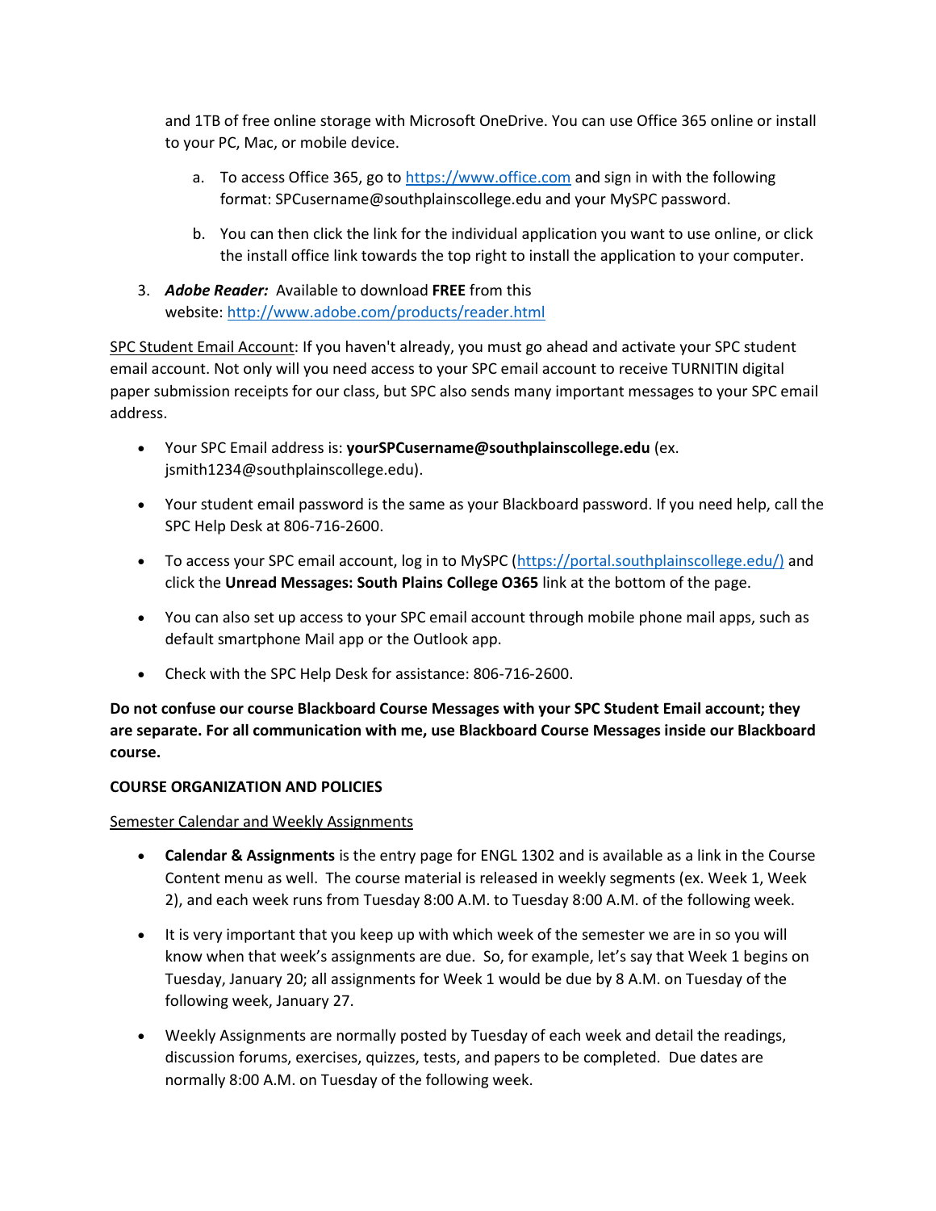and 1TB of free online storage with Microsoft OneDrive. You can use Office 365 online or install to your PC, Mac, or mobile device.

   a. To access Office 365, go to https://www.office.com and sign in with the following format: SPCusername@southplainscollege.edu and your MySPC password.

   b. You can then click the link for the individual application you want to use online, or click the install office link towards the top right to install the application to your computer.

3. ***Adobe Reader:*** Available to download **FREE** from this website: http://www.adobe.com/products/reader.html

<u>SPC Student Email Account</u>: If you haven't already, you must go ahead and activate your SPC student email account. Not only will you need access to your SPC email account to receive TURNITIN digital paper submission receipts for our class, but SPC also sends many important messages to your SPC email address.

- Your SPC Email address is: **yourSPCusername@southplainscollege.edu** (ex. jsmith1234@southplainscollege.edu).
- Your student email password is the same as your Blackboard password. If you need help, call the SPC Help Desk at 806-716-2600.
- To access your SPC email account, log in to MySPC (https://portal.southplainscollege.edu/) and click the **Unread Messages: South Plains College O365** link at the bottom of the page.
- You can also set up access to your SPC email account through mobile phone mail apps, such as default smartphone Mail app or the Outlook app.
- Check with the SPC Help Desk for assistance: 806-716-2600.

**Do not confuse our course Blackboard Course Messages with your SPC Student Email account; they are separate. For all communication with me, use Blackboard Course Messages inside our Blackboard course.**

**COURSE ORGANIZATION AND POLICIES**

<u>Semester Calendar and Weekly Assignments</u>

- **Calendar & Assignments** is the entry page for ENGL 1302 and is available as a link in the Course Content menu as well. The course material is released in weekly segments (ex. Week 1, Week 2), and each week runs from Tuesday 8:00 A.M. to Tuesday 8:00 A.M. of the following week.
- It is very important that you keep up with which week of the semester we are in so you will know when that week's assignments are due. So, for example, let's say that Week 1 begins on Tuesday, January 20; all assignments for Week 1 would be due by 8 A.M. on Tuesday of the following week, January 27.
- Weekly Assignments are normally posted by Tuesday of each week and detail the readings, discussion forums, exercises, quizzes, tests, and papers to be completed. Due dates are normally 8:00 A.M. on Tuesday of the following week.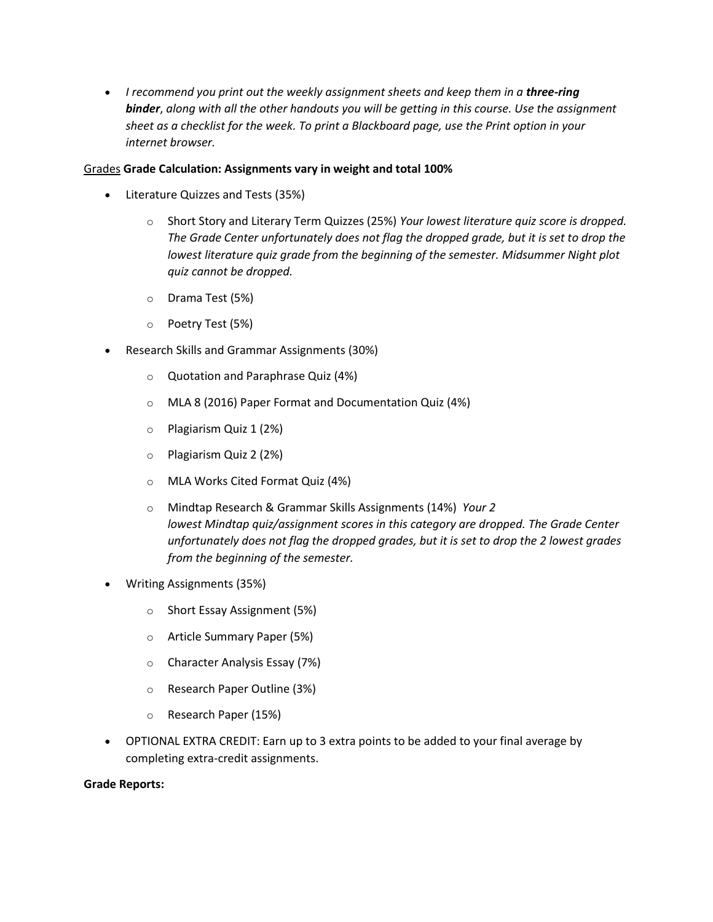- *I recommend you print out the weekly assignment sheets and keep them in a* ***three-ring binder****, along with all the other handouts you will be getting in this course. Use the assignment sheet as a checklist for the week. To print a Blackboard page, use the Print option in your internet browser.*

<u>Grades</u> **Grade Calculation: Assignments vary in weight and total 100%**

- Literature Quizzes and Tests (35%)
    - Short Story and Literary Term Quizzes (25%) *Your lowest literature quiz score is dropped. The Grade Center unfortunately does not flag the dropped grade, but it is set to drop the lowest literature quiz grade from the beginning of the semester. Midsummer Night plot quiz cannot be dropped.*
    - Drama Test (5%)
    - Poetry Test (5%)
- Research Skills and Grammar Assignments (30%)
    - Quotation and Paraphrase Quiz (4%)
    - MLA 8 (2016) Paper Format and Documentation Quiz (4%)
    - Plagiarism Quiz 1 (2%)
    - Plagiarism Quiz 2 (2%)
    - MLA Works Cited Format Quiz (4%)
    - Mindtap Research & Grammar Skills Assignments (14%) *Your 2 lowest Mindtap quiz/assignment scores in this category are dropped. The Grade Center unfortunately does not flag the dropped grades, but it is set to drop the 2 lowest grades from the beginning of the semester.*
- Writing Assignments (35%)
    - Short Essay Assignment (5%)
    - Article Summary Paper (5%)
    - Character Analysis Essay (7%)
    - Research Paper Outline (3%)
    - Research Paper (15%)
- OPTIONAL EXTRA CREDIT: Earn up to 3 extra points to be added to your final average by completing extra-credit assignments.

**Grade Reports:**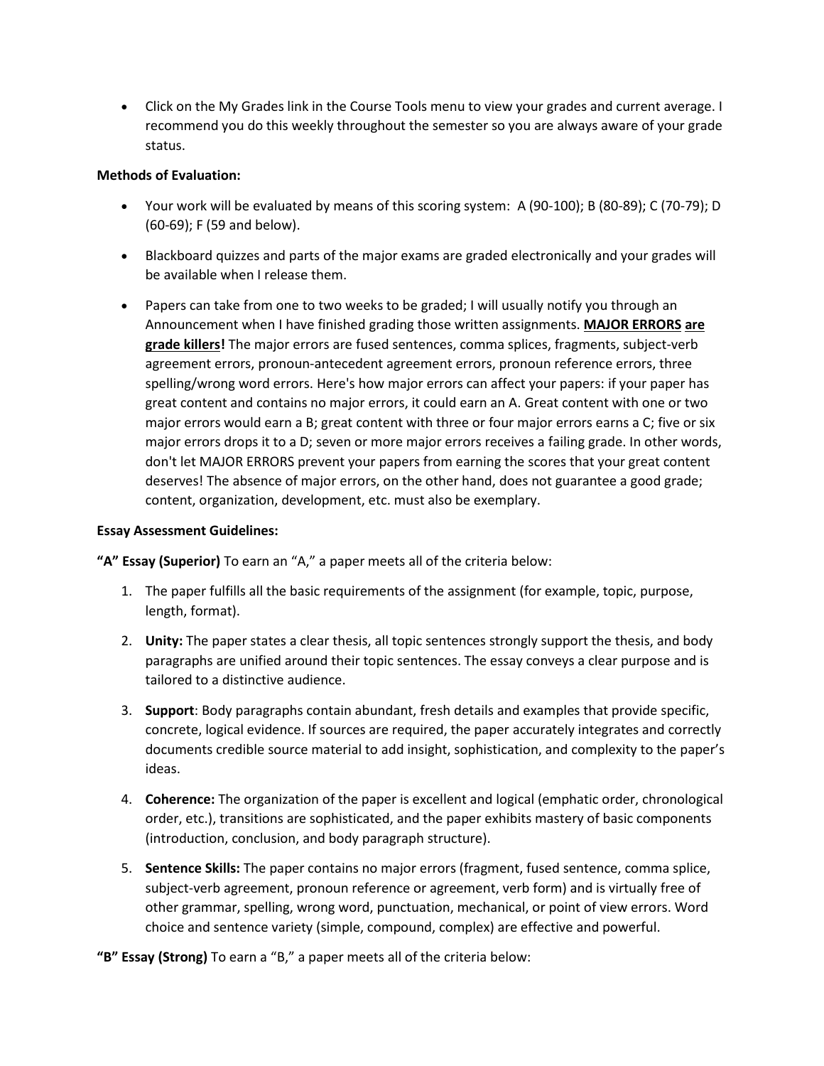- Click on the My Grades link in the Course Tools menu to view your grades and current average. I recommend you do this weekly throughout the semester so you are always aware of your grade status.

**Methods of Evaluation:**

- Your work will be evaluated by means of this scoring system: A (90-100); B (80-89); C (70-79); D (60-69); F (59 and below).
- Blackboard quizzes and parts of the major exams are graded electronically and your grades will be available when I release them.
- Papers can take from one to two weeks to be graded; I will usually notify you through an Announcement when I have finished grading those written assignments. **MAJOR ERRORS are grade killers!** The major errors are fused sentences, comma splices, fragments, subject-verb agreement errors, pronoun-antecedent agreement errors, pronoun reference errors, three spelling/wrong word errors. Here's how major errors can affect your papers: if your paper has great content and contains no major errors, it could earn an A. Great content with one or two major errors would earn a B; great content with three or four major errors earns a C; five or six major errors drops it to a D; seven or more major errors receives a failing grade. In other words, don't let MAJOR ERRORS prevent your papers from earning the scores that your great content deserves! The absence of major errors, on the other hand, does not guarantee a good grade; content, organization, development, etc. must also be exemplary.

**Essay Assessment Guidelines:**

**"A" Essay (Superior)** To earn an "A," a paper meets all of the criteria below:

1. The paper fulfills all the basic requirements of the assignment (for example, topic, purpose, length, format).
2. **Unity:** The paper states a clear thesis, all topic sentences strongly support the thesis, and body paragraphs are unified around their topic sentences. The essay conveys a clear purpose and is tailored to a distinctive audience.
3. **Support**: Body paragraphs contain abundant, fresh details and examples that provide specific, concrete, logical evidence. If sources are required, the paper accurately integrates and correctly documents credible source material to add insight, sophistication, and complexity to the paper's ideas.
4. **Coherence:** The organization of the paper is excellent and logical (emphatic order, chronological order, etc.), transitions are sophisticated, and the paper exhibits mastery of basic components (introduction, conclusion, and body paragraph structure).
5. **Sentence Skills:** The paper contains no major errors (fragment, fused sentence, comma splice, subject-verb agreement, pronoun reference or agreement, verb form) and is virtually free of other grammar, spelling, wrong word, punctuation, mechanical, or point of view errors. Word choice and sentence variety (simple, compound, complex) are effective and powerful.

**"B" Essay (Strong)** To earn a "B," a paper meets all of the criteria below: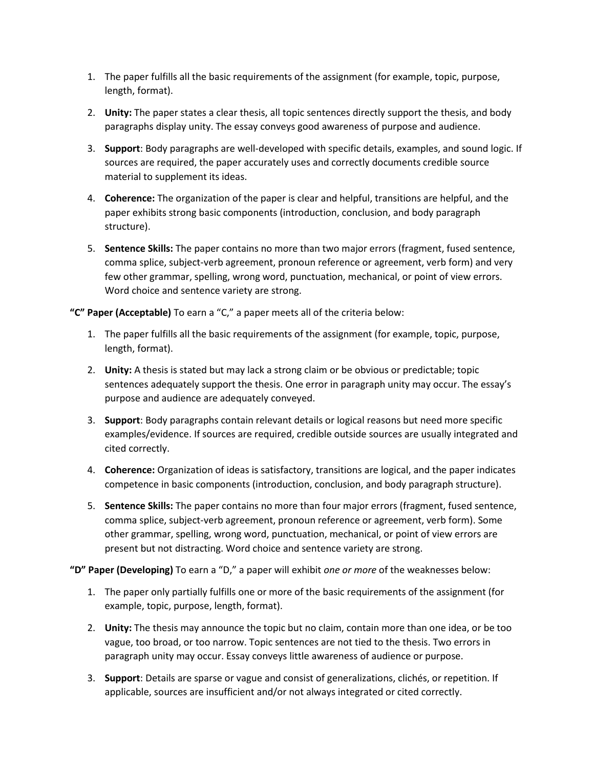1. The paper fulfills all the basic requirements of the assignment (for example, topic, purpose, length, format).

2. **Unity:** The paper states a clear thesis, all topic sentences directly support the thesis, and body paragraphs display unity. The essay conveys good awareness of purpose and audience.

3. **Support**: Body paragraphs are well-developed with specific details, examples, and sound logic. If sources are required, the paper accurately uses and correctly documents credible source material to supplement its ideas.

4. **Coherence:** The organization of the paper is clear and helpful, transitions are helpful, and the paper exhibits strong basic components (introduction, conclusion, and body paragraph structure).

5. **Sentence Skills:** The paper contains no more than two major errors (fragment, fused sentence, comma splice, subject-verb agreement, pronoun reference or agreement, verb form) and very few other grammar, spelling, wrong word, punctuation, mechanical, or point of view errors. Word choice and sentence variety are strong.

**"C" Paper (Acceptable)** To earn a "C," a paper meets all of the criteria below:

1. The paper fulfills all the basic requirements of the assignment (for example, topic, purpose, length, format).

2. **Unity:** A thesis is stated but may lack a strong claim or be obvious or predictable; topic sentences adequately support the thesis. One error in paragraph unity may occur. The essay's purpose and audience are adequately conveyed.

3. **Support**: Body paragraphs contain relevant details or logical reasons but need more specific examples/evidence. If sources are required, credible outside sources are usually integrated and cited correctly.

4. **Coherence:** Organization of ideas is satisfactory, transitions are logical, and the paper indicates competence in basic components (introduction, conclusion, and body paragraph structure).

5. **Sentence Skills:** The paper contains no more than four major errors (fragment, fused sentence, comma splice, subject-verb agreement, pronoun reference or agreement, verb form). Some other grammar, spelling, wrong word, punctuation, mechanical, or point of view errors are present but not distracting. Word choice and sentence variety are strong.

**"D" Paper (Developing)** To earn a "D," a paper will exhibit *one or more* of the weaknesses below:

1. The paper only partially fulfills one or more of the basic requirements of the assignment (for example, topic, purpose, length, format).

2. **Unity:** The thesis may announce the topic but no claim, contain more than one idea, or be too vague, too broad, or too narrow. Topic sentences are not tied to the thesis. Two errors in paragraph unity may occur. Essay conveys little awareness of audience or purpose.

3. **Support**: Details are sparse or vague and consist of generalizations, clichés, or repetition. If applicable, sources are insufficient and/or not always integrated or cited correctly.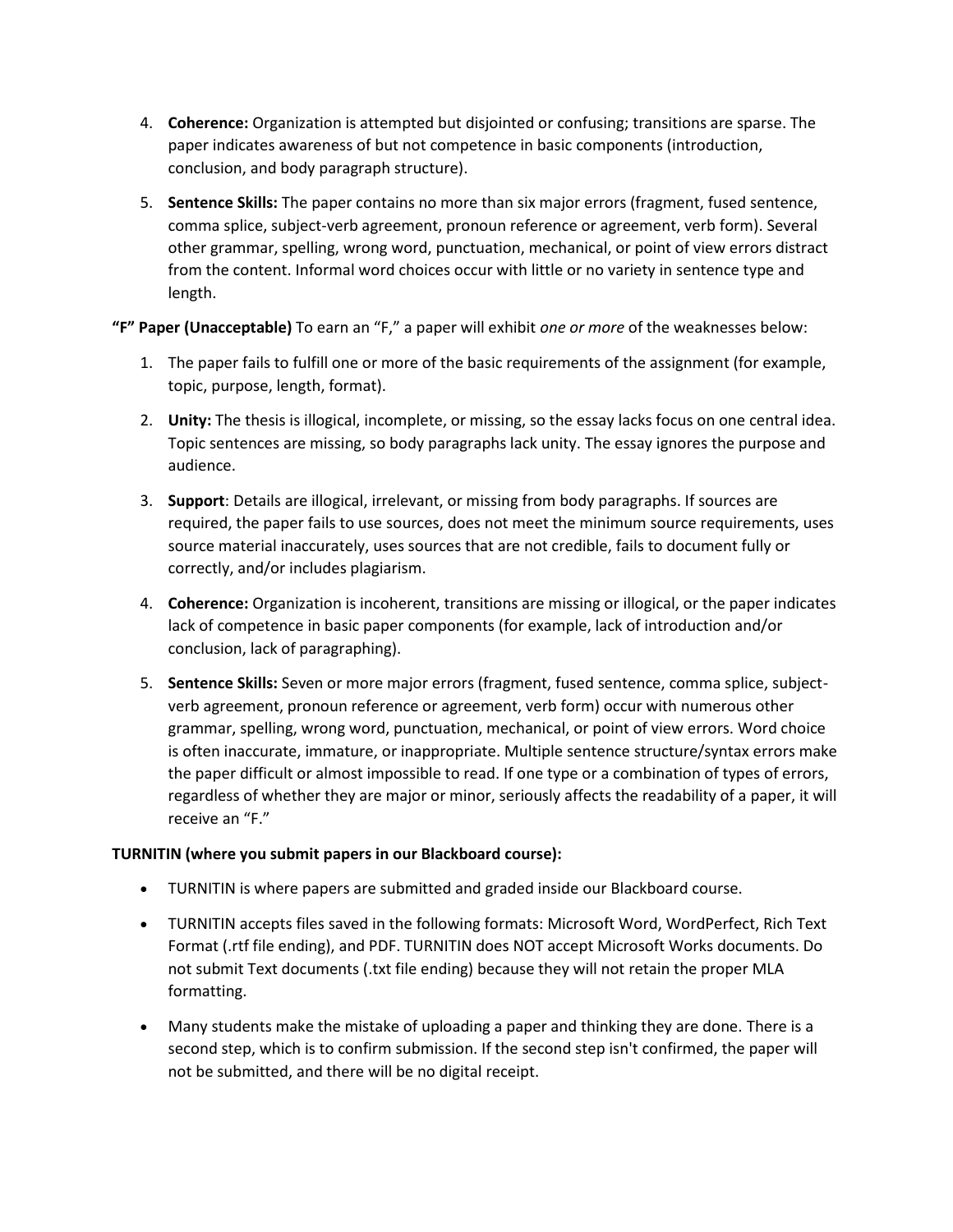4. **Coherence:** Organization is attempted but disjointed or confusing; transitions are sparse. The paper indicates awareness of but not competence in basic components (introduction, conclusion, and body paragraph structure).

5. **Sentence Skills:** The paper contains no more than six major errors (fragment, fused sentence, comma splice, subject-verb agreement, pronoun reference or agreement, verb form). Several other grammar, spelling, wrong word, punctuation, mechanical, or point of view errors distract from the content. Informal word choices occur with little or no variety in sentence type and length.

**"F" Paper (Unacceptable)** To earn an "F," a paper will exhibit *one or more* of the weaknesses below:

1. The paper fails to fulfill one or more of the basic requirements of the assignment (for example, topic, purpose, length, format).

2. **Unity:** The thesis is illogical, incomplete, or missing, so the essay lacks focus on one central idea. Topic sentences are missing, so body paragraphs lack unity. The essay ignores the purpose and audience.

3. **Support**: Details are illogical, irrelevant, or missing from body paragraphs. If sources are required, the paper fails to use sources, does not meet the minimum source requirements, uses source material inaccurately, uses sources that are not credible, fails to document fully or correctly, and/or includes plagiarism.

4. **Coherence:** Organization is incoherent, transitions are missing or illogical, or the paper indicates lack of competence in basic paper components (for example, lack of introduction and/or conclusion, lack of paragraphing).

5. **Sentence Skills:** Seven or more major errors (fragment, fused sentence, comma splice, subject-verb agreement, pronoun reference or agreement, verb form) occur with numerous other grammar, spelling, wrong word, punctuation, mechanical, or point of view errors. Word choice is often inaccurate, immature, or inappropriate. Multiple sentence structure/syntax errors make the paper difficult or almost impossible to read. If one type or a combination of types of errors, regardless of whether they are major or minor, seriously affects the readability of a paper, it will receive an "F."

**TURNITIN (where you submit papers in our Blackboard course):**

- TURNITIN is where papers are submitted and graded inside our Blackboard course.
- TURNITIN accepts files saved in the following formats: Microsoft Word, WordPerfect, Rich Text Format (.rtf file ending), and PDF. TURNITIN does NOT accept Microsoft Works documents. Do not submit Text documents (.txt file ending) because they will not retain the proper MLA formatting.
- Many students make the mistake of uploading a paper and thinking they are done. There is a second step, which is to confirm submission. If the second step isn't confirmed, the paper will not be submitted, and there will be no digital receipt.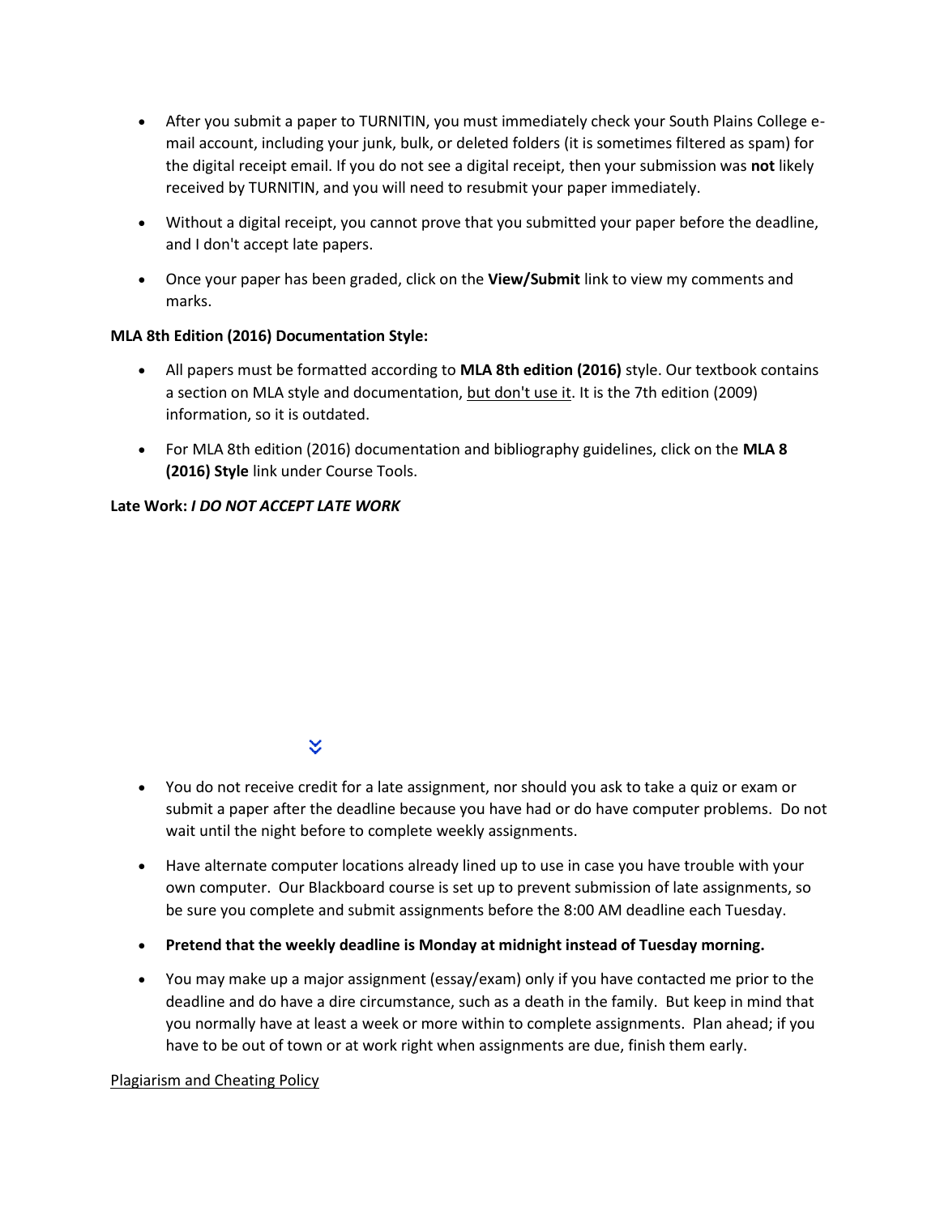- After you submit a paper to TURNITIN, you must immediately check your South Plains College e-mail account, including your junk, bulk, or deleted folders (it is sometimes filtered as spam) for the digital receipt email. If you do not see a digital receipt, then your submission was **not** likely received by TURNITIN, and you will need to resubmit your paper immediately.
- Without a digital receipt, you cannot prove that you submitted your paper before the deadline, and I don't accept late papers.
- Once your paper has been graded, click on the **View/Submit** link to view my comments and marks.

**MLA 8th Edition (2016) Documentation Style:**

- All papers must be formatted according to **MLA 8th edition (2016)** style. Our textbook contains a section on MLA style and documentation, but don't use it. It is the 7th edition (2009) information, so it is outdated.
- For MLA 8th edition (2016) documentation and bibliography guidelines, click on the **MLA 8 (2016) Style** link under Course Tools.

**Late Work:** ***I DO NOT ACCEPT LATE WORK***

- You do not receive credit for a late assignment, nor should you ask to take a quiz or exam or submit a paper after the deadline because you have had or do have computer problems. Do not wait until the night before to complete weekly assignments.
- Have alternate computer locations already lined up to use in case you have trouble with your own computer. Our Blackboard course is set up to prevent submission of late assignments, so be sure you complete and submit assignments before the 8:00 AM deadline each Tuesday.
- **Pretend that the weekly deadline is Monday at midnight instead of Tuesday morning.**
- You may make up a major assignment (essay/exam) only if you have contacted me prior to the deadline and do have a dire circumstance, such as a death in the family. But keep in mind that you normally have at least a week or more within to complete assignments. Plan ahead; if you have to be out of town or at work right when assignments are due, finish them early.

Plagiarism and Cheating Policy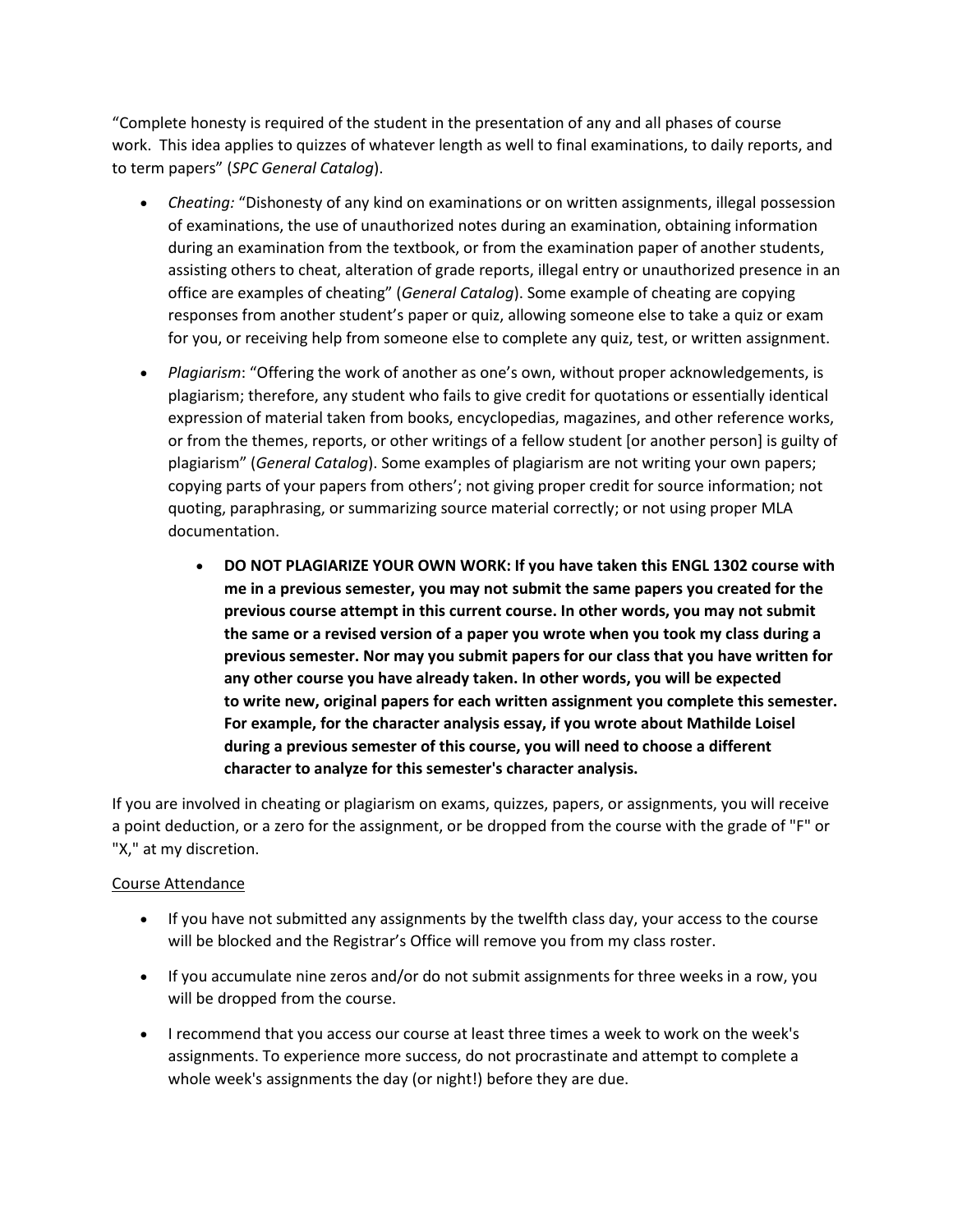"Complete honesty is required of the student in the presentation of any and all phases of course work. This idea applies to quizzes of whatever length as well to final examinations, to daily reports, and to term papers" (*SPC General Catalog*).

- *Cheating:* "Dishonesty of any kind on examinations or on written assignments, illegal possession of examinations, the use of unauthorized notes during an examination, obtaining information during an examination from the textbook, or from the examination paper of another students, assisting others to cheat, alteration of grade reports, illegal entry or unauthorized presence in an office are examples of cheating" (*General Catalog*). Some example of cheating are copying responses from another student's paper or quiz, allowing someone else to take a quiz or exam for you, or receiving help from someone else to complete any quiz, test, or written assignment.
- *Plagiarism*: "Offering the work of another as one's own, without proper acknowledgements, is plagiarism; therefore, any student who fails to give credit for quotations or essentially identical expression of material taken from books, encyclopedias, magazines, and other reference works, or from the themes, reports, or other writings of a fellow student [or another person] is guilty of plagiarism" (*General Catalog*). Some examples of plagiarism are not writing your own papers; copying parts of your papers from others'; not giving proper credit for source information; not quoting, paraphrasing, or summarizing source material correctly; or not using proper MLA documentation.
  - **DO NOT PLAGIARIZE YOUR OWN WORK: If you have taken this ENGL 1302 course with me in a previous semester, you may not submit the same papers you created for the previous course attempt in this current course. In other words, you may not submit the same or a revised version of a paper you wrote when you took my class during a previous semester. Nor may you submit papers for our class that you have written for any other course you have already taken. In other words, you will be expected to write new, original papers for each written assignment you complete this semester. For example, for the character analysis essay, if you wrote about Mathilde Loisel during a previous semester of this course, you will need to choose a different character to analyze for this semester's character analysis.**

If you are involved in cheating or plagiarism on exams, quizzes, papers, or assignments, you will receive a point deduction, or a zero for the assignment, or be dropped from the course with the grade of "F" or "X," at my discretion.

<u>Course Attendance</u>

- If you have not submitted any assignments by the twelfth class day, your access to the course will be blocked and the Registrar's Office will remove you from my class roster.
- If you accumulate nine zeros and/or do not submit assignments for three weeks in a row, you will be dropped from the course.
- I recommend that you access our course at least three times a week to work on the week's assignments. To experience more success, do not procrastinate and attempt to complete a whole week's assignments the day (or night!) before they are due.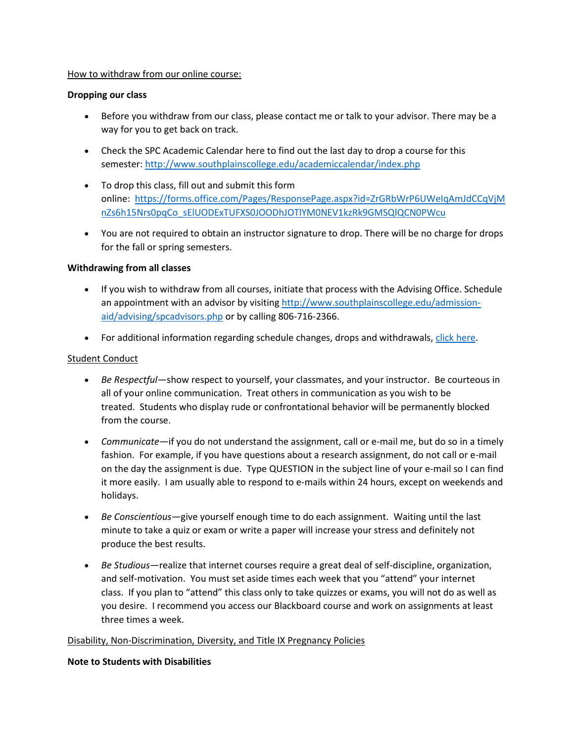How to withdraw from our online course:

**Dropping our class**

- Before you withdraw from our class, please contact me or talk to your advisor. There may be a way for you to get back on track.
- Check the SPC Academic Calendar here to find out the last day to drop a course for this semester: [http://www.southplainscollege.edu/academiccalendar/index.php](http://www.southplainscollege.edu/academiccalendar/index.php)
- To drop this class, fill out and submit this form online: [https://forms.office.com/Pages/ResponsePage.aspx?id=ZrGRbWrP6UWeIqAmJdCCqVjMnZs6h15Nrs0pqCo_sElUODExTUFXS0JOODhJOTlYM0NEV1kzRk9GMSQlQCN0PWcu](https://forms.office.com/Pages/ResponsePage.aspx?id=ZrGRbWrP6UWeIqAmJdCCqVjMnZs6h15Nrs0pqCo_sElUODExTUFXS0JOODhJOTlYM0NEV1kzRk9GMSQlQCN0PWcu)
- You are not required to obtain an instructor signature to drop. There will be no charge for drops for the fall or spring semesters.

**Withdrawing from all classes**

- If you wish to withdraw from all courses, initiate that process with the Advising Office. Schedule an appointment with an advisor by visiting [http://www.southplainscollege.edu/admission-aid/advising/spcadvisors.php](http://www.southplainscollege.edu/admission-aid/advising/spcadvisors.php) or by calling 806-716-2366.
- For additional information regarding schedule changes, drops and withdrawals, click here.

Student Conduct

- *Be Respectful*—show respect to yourself, your classmates, and your instructor. Be courteous in all of your online communication. Treat others in communication as you wish to be treated. Students who display rude or confrontational behavior will be permanently blocked from the course.
- *Communicate*—if you do not understand the assignment, call or e-mail me, but do so in a timely fashion. For example, if you have questions about a research assignment, do not call or e-mail on the day the assignment is due. Type QUESTION in the subject line of your e-mail so I can find it more easily. I am usually able to respond to e-mails within 24 hours, except on weekends and holidays.
- *Be Conscientious*—give yourself enough time to do each assignment. Waiting until the last minute to take a quiz or exam or write a paper will increase your stress and definitely not produce the best results.
- *Be Studious*—realize that internet courses require a great deal of self-discipline, organization, and self-motivation. You must set aside times each week that you "attend" your internet class. If you plan to "attend" this class only to take quizzes or exams, you will not do as well as you desire. I recommend you access our Blackboard course and work on assignments at least three times a week.

Disability, Non-Discrimination, Diversity, and Title IX Pregnancy Policies

**Note to Students with Disabilities**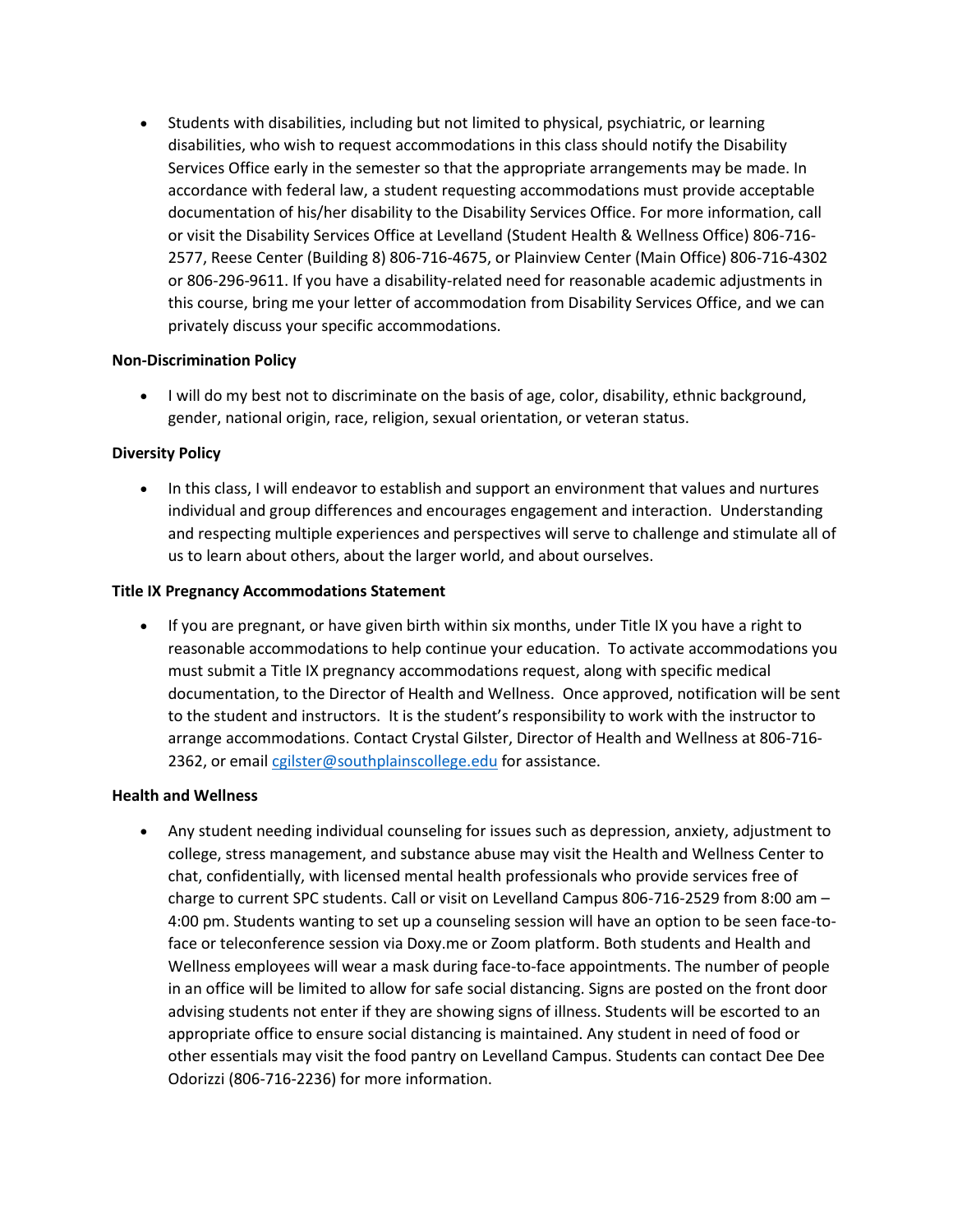- Students with disabilities, including but not limited to physical, psychiatric, or learning disabilities, who wish to request accommodations in this class should notify the Disability Services Office early in the semester so that the appropriate arrangements may be made. In accordance with federal law, a student requesting accommodations must provide acceptable documentation of his/her disability to the Disability Services Office. For more information, call or visit the Disability Services Office at Levelland (Student Health & Wellness Office) 806-716-2577, Reese Center (Building 8) 806-716-4675, or Plainview Center (Main Office) 806-716-4302 or 806-296-9611. If you have a disability-related need for reasonable academic adjustments in this course, bring me your letter of accommodation from Disability Services Office, and we can privately discuss your specific accommodations.

**Non-Discrimination Policy**

- I will do my best not to discriminate on the basis of age, color, disability, ethnic background, gender, national origin, race, religion, sexual orientation, or veteran status.

**Diversity Policy**

- In this class, I will endeavor to establish and support an environment that values and nurtures individual and group differences and encourages engagement and interaction. Understanding and respecting multiple experiences and perspectives will serve to challenge and stimulate all of us to learn about others, about the larger world, and about ourselves.

**Title IX Pregnancy Accommodations Statement**

- If you are pregnant, or have given birth within six months, under Title IX you have a right to reasonable accommodations to help continue your education. To activate accommodations you must submit a Title IX pregnancy accommodations request, along with specific medical documentation, to the Director of Health and Wellness. Once approved, notification will be sent to the student and instructors. It is the student's responsibility to work with the instructor to arrange accommodations. Contact Crystal Gilster, Director of Health and Wellness at 806-716-2362, or email cgilster@southplainscollege.edu for assistance.

**Health and Wellness**

- Any student needing individual counseling for issues such as depression, anxiety, adjustment to college, stress management, and substance abuse may visit the Health and Wellness Center to chat, confidentially, with licensed mental health professionals who provide services free of charge to current SPC students. Call or visit on Levelland Campus 806-716-2529 from 8:00 am – 4:00 pm. Students wanting to set up a counseling session will have an option to be seen face-to-face or teleconference session via Doxy.me or Zoom platform. Both students and Health and Wellness employees will wear a mask during face-to-face appointments. The number of people in an office will be limited to allow for safe social distancing. Signs are posted on the front door advising students not enter if they are showing signs of illness. Students will be escorted to an appropriate office to ensure social distancing is maintained. Any student in need of food or other essentials may visit the food pantry on Levelland Campus. Students can contact Dee Dee Odorizzi (806-716-2236) for more information.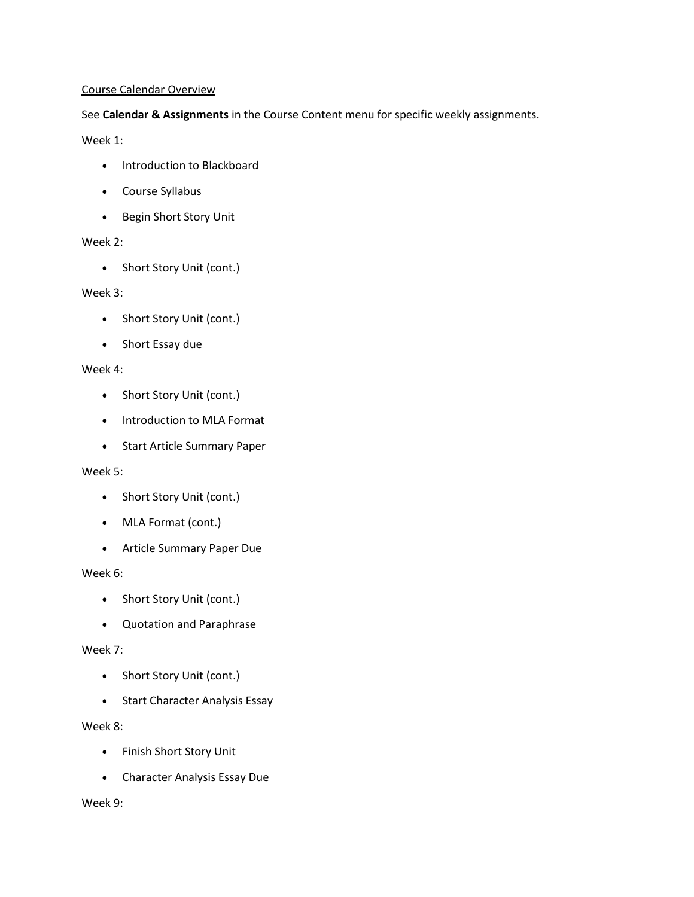Course Calendar Overview

See **Calendar & Assignments** in the Course Content menu for specific weekly assignments.

Week 1:

- Introduction to Blackboard
- Course Syllabus
- Begin Short Story Unit

Week 2:

- Short Story Unit (cont.)

Week 3:

- Short Story Unit (cont.)
- Short Essay due

Week 4:

- Short Story Unit (cont.)
- Introduction to MLA Format
- Start Article Summary Paper

Week 5:

- Short Story Unit (cont.)
- MLA Format (cont.)
- Article Summary Paper Due

Week 6:

- Short Story Unit (cont.)
- Quotation and Paraphrase

Week 7:

- Short Story Unit (cont.)
- Start Character Analysis Essay

Week 8:

- Finish Short Story Unit
- Character Analysis Essay Due

Week 9: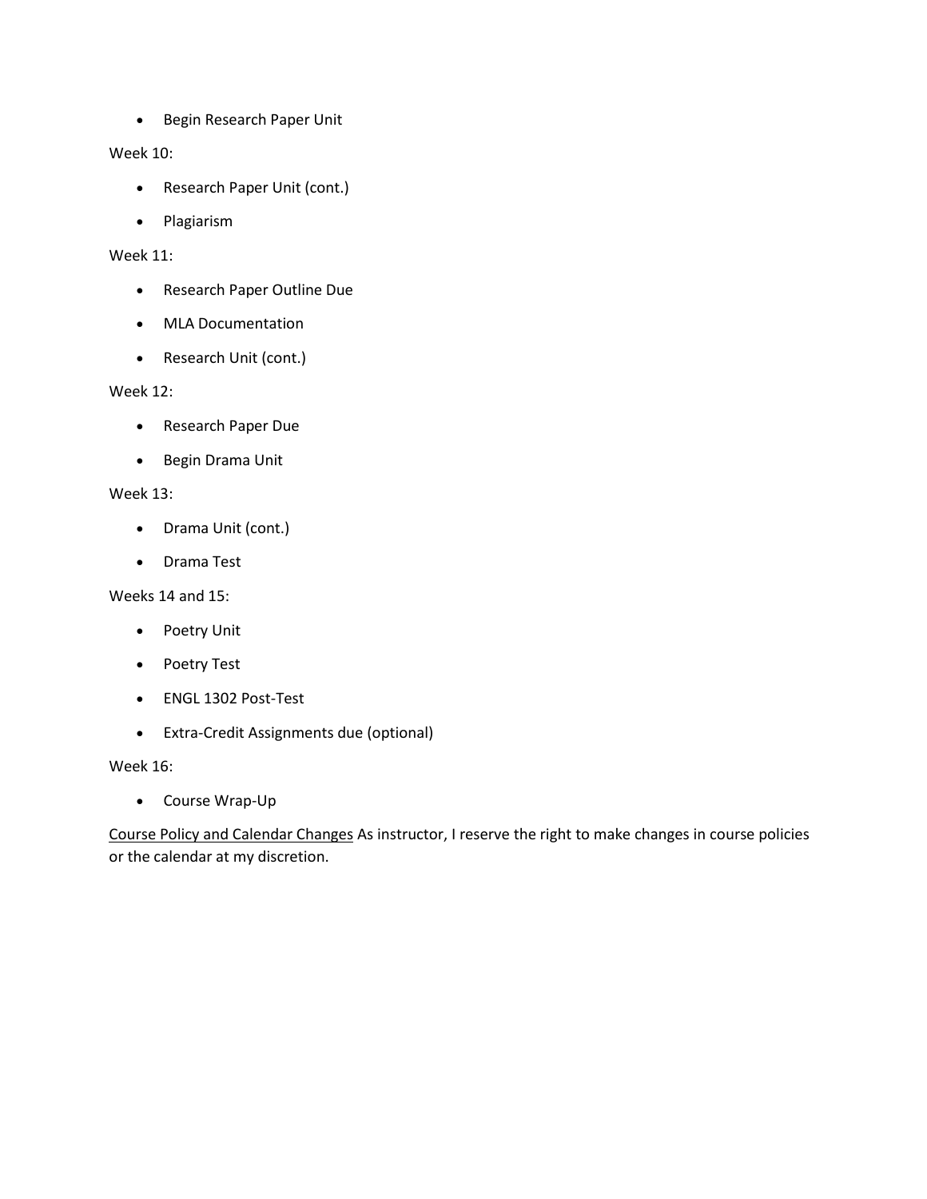- Begin Research Paper Unit

Week 10:

- Research Paper Unit (cont.)
- Plagiarism

Week 11:

- Research Paper Outline Due
- MLA Documentation
- Research Unit (cont.)

Week 12:

- Research Paper Due
- Begin Drama Unit

Week 13:

- Drama Unit (cont.)
- Drama Test

Weeks 14 and 15:

- Poetry Unit
- Poetry Test
- ENGL 1302 Post-Test
- Extra-Credit Assignments due (optional)

Week 16:

- Course Wrap-Up

<u>Course Policy and Calendar Changes</u> As instructor, I reserve the right to make changes in course policies or the calendar at my discretion.